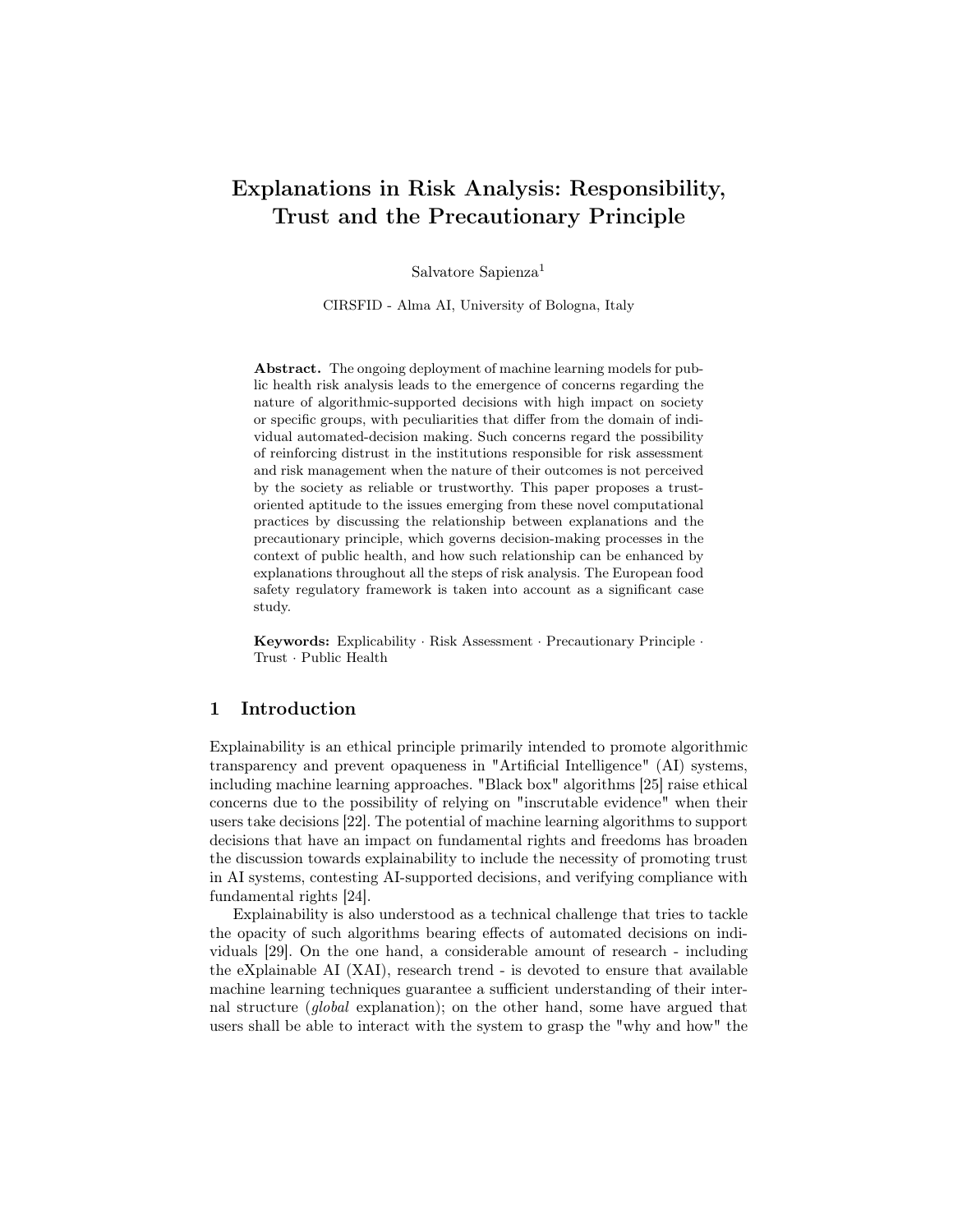# Explanations in Risk Analysis: Responsibility, Trust and the Precautionary Principle

Salvatore Sapienza[1]

CIRSFID - Alma AI, University of Bologna, Italy

**Abstract.** The ongoing deployment of machine learning models for public health risk analysis leads to the emergence of concerns regarding the nature of algorithmic-supported decisions with high impact on society or specific groups, with peculiarities that differ from the domain of individual automated-decision making. Such concerns regard the possibility of reinforcing distrust in the institutions responsible for risk assessment and risk management when the nature of their outcomes is not perceived by the society as reliable or trustworthy. This paper proposes a trust-oriented aptitude to the issues emerging from these novel computational practices by discussing the relationship between explanations and the precautionary principle, which governs decision-making processes in the context of public health, and how such relationship can be enhanced by explanations throughout all the steps of risk analysis. The European food safety regulatory framework is taken into account as a significant case study.

**Keywords:** Explicability · Risk Assessment · Precautionary Principle · Trust · Public Health

## 1 Introduction

Explainability is an ethical principle primarily intended to promote algorithmic transparency and prevent opaqueness in "Artificial Intelligence" (AI) systems, including machine learning approaches. "Black box" algorithms [25] raise ethical concerns due to the possibility of relying on "inscrutable evidence" when their users take decisions [22]. The potential of machine learning algorithms to support decisions that have an impact on fundamental rights and freedoms has broaden the discussion towards explainability to include the necessity of promoting trust in AI systems, contesting AI-supported decisions, and verifying compliance with fundamental rights [24].

Explainability is also understood as a technical challenge that tries to tackle the opacity of such algorithms bearing effects of automated decisions on individuals [29]. On the one hand, a considerable amount of research - including the eXplainable AI (XAI), research trend - is devoted to ensure that available machine learning techniques guarantee a sufficient understanding of their internal structure (*global* explanation); on the other hand, some have argued that users shall be able to interact with the system to grasp the "why and how" the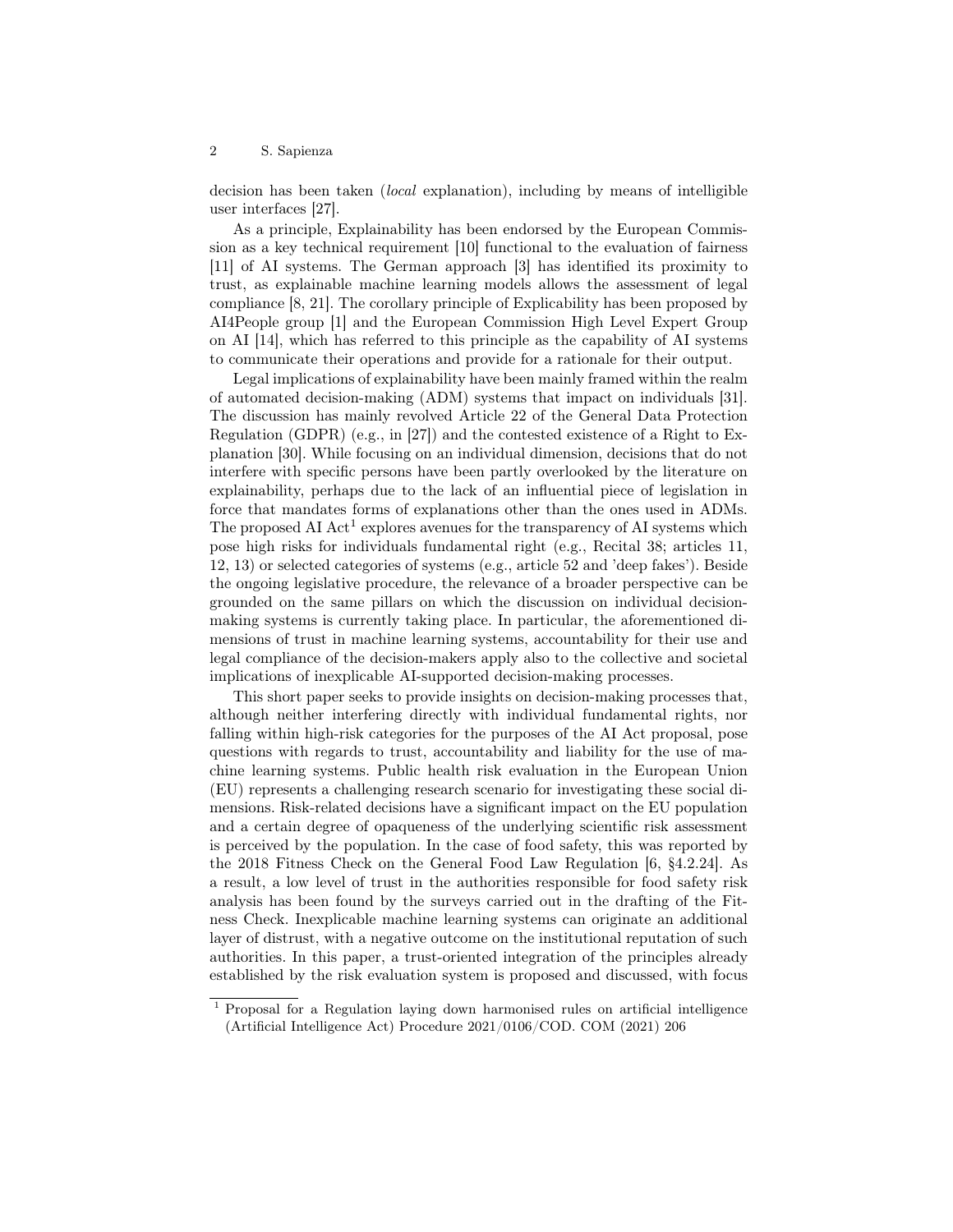decision has been taken (*local* explanation), including by means of intelligible user interfaces [27].

As a principle, Explainability has been endorsed by the European Commission as a key technical requirement [10] functional to the evaluation of fairness [11] of AI systems. The German approach [3] has identified its proximity to trust, as explainable machine learning models allows the assessment of legal compliance [8, 21]. The corollary principle of Explicability has been proposed by AI4People group [1] and the European Commission High Level Expert Group on AI [14], which has referred to this principle as the capability of AI systems to communicate their operations and provide for a rationale for their output.

Legal implications of explainability have been mainly framed within the realm of automated decision-making (ADM) systems that impact on individuals [31]. The discussion has mainly revolved Article 22 of the General Data Protection Regulation (GDPR) (e.g., in [27]) and the contested existence of a Right to Explanation [30]. While focusing on an individual dimension, decisions that do not interfere with specific persons have been partly overlooked by the literature on explainability, perhaps due to the lack of an influential piece of legislation in force that mandates forms of explanations other than the ones used in ADMs. The proposed AI Act[1] explores avenues for the transparency of AI systems which pose high risks for individuals fundamental right (e.g., Recital 38; articles 11, 12, 13) or selected categories of systems (e.g., article 52 and 'deep fakes'). Beside the ongoing legislative procedure, the relevance of a broader perspective can be grounded on the same pillars on which the discussion on individual decision-making systems is currently taking place. In particular, the aforementioned dimensions of trust in machine learning systems, accountability for their use and legal compliance of the decision-makers apply also to the collective and societal implications of inexplicable AI-supported decision-making processes.

This short paper seeks to provide insights on decision-making processes that, although neither interfering directly with individual fundamental rights, nor falling within high-risk categories for the purposes of the AI Act proposal, pose questions with regards to trust, accountability and liability for the use of machine learning systems. Public health risk evaluation in the European Union (EU) represents a challenging research scenario for investigating these social dimensions. Risk-related decisions have a significant impact on the EU population and a certain degree of opaqueness of the underlying scientific risk assessment is perceived by the population. In the case of food safety, this was reported by the 2018 Fitness Check on the General Food Law Regulation [6, §4.2.24]. As a result, a low level of trust in the authorities responsible for food safety risk analysis has been found by the surveys carried out in the drafting of the Fitness Check. Inexplicable machine learning systems can originate an additional layer of distrust, with a negative outcome on the institutional reputation of such authorities. In this paper, a trust-oriented integration of the principles already established by the risk evaluation system is proposed and discussed, with focus

[1] Proposal for a Regulation laying down harmonised rules on artificial intelligence (Artificial Intelligence Act) Procedure 2021/0106/COD. COM (2021) 206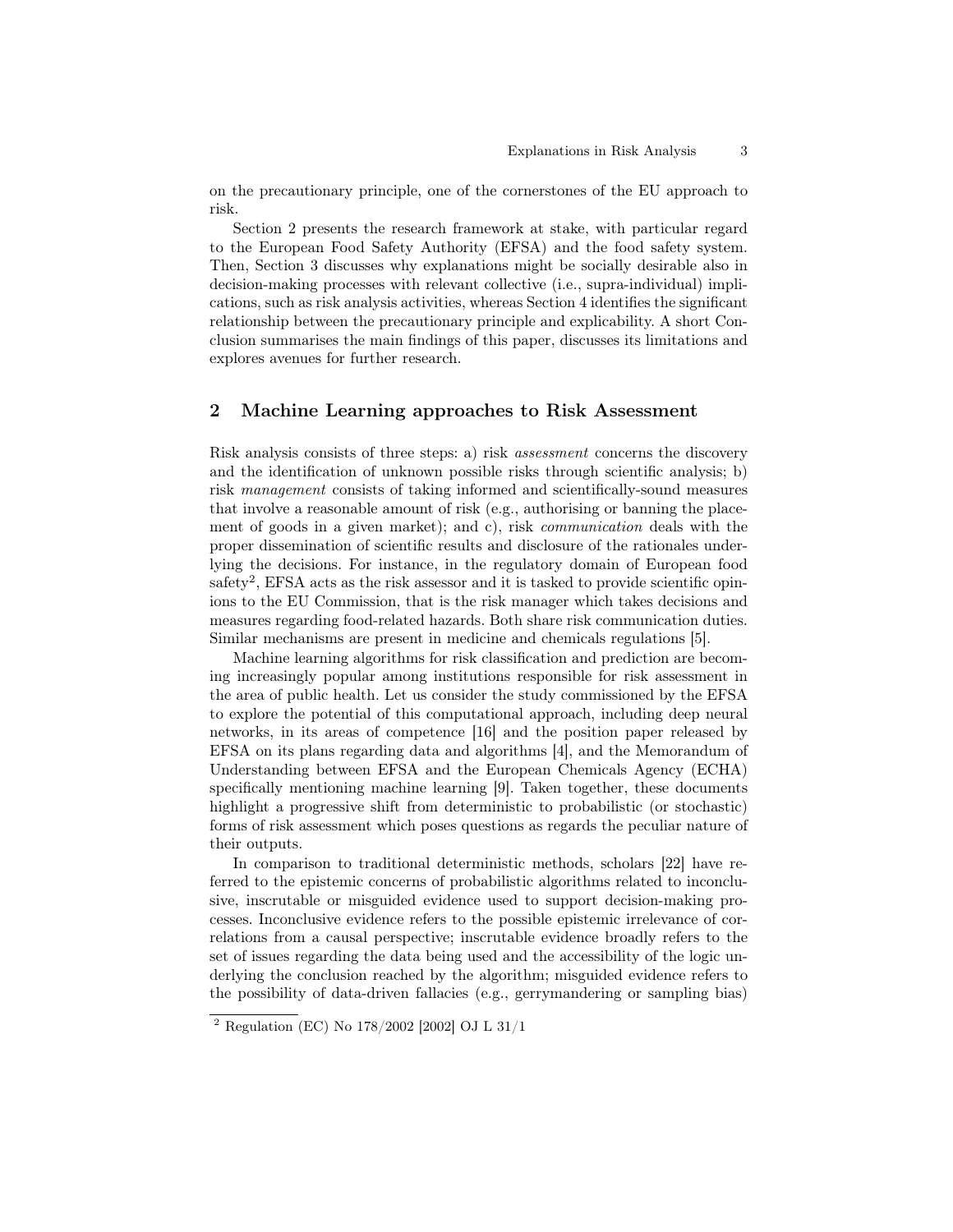on the precautionary principle, one of the cornerstones of the EU approach to risk.

Section 2 presents the research framework at stake, with particular regard to the European Food Safety Authority (EFSA) and the food safety system. Then, Section 3 discusses why explanations might be socially desirable also in decision-making processes with relevant collective (i.e., supra-individual) implications, such as risk analysis activities, whereas Section 4 identifies the significant relationship between the precautionary principle and explicability. A short Conclusion summarises the main findings of this paper, discusses its limitations and explores avenues for further research.

## 2 Machine Learning approaches to Risk Assessment

Risk analysis consists of three steps: a) risk *assessment* concerns the discovery and the identification of unknown possible risks through scientific analysis; b) risk *management* consists of taking informed and scientifically-sound measures that involve a reasonable amount of risk (e.g., authorising or banning the placement of goods in a given market); and c), risk *communication* deals with the proper dissemination of scientific results and disclosure of the rationales underlying the decisions. For instance, in the regulatory domain of European food safety[2], EFSA acts as the risk assessor and it is tasked to provide scientific opinions to the EU Commission, that is the risk manager which takes decisions and measures regarding food-related hazards. Both share risk communication duties. Similar mechanisms are present in medicine and chemicals regulations [5].

Machine learning algorithms for risk classification and prediction are becoming increasingly popular among institutions responsible for risk assessment in the area of public health. Let us consider the study commissioned by the EFSA to explore the potential of this computational approach, including deep neural networks, in its areas of competence [16] and the position paper released by EFSA on its plans regarding data and algorithms [4], and the Memorandum of Understanding between EFSA and the European Chemicals Agency (ECHA) specifically mentioning machine learning [9]. Taken together, these documents highlight a progressive shift from deterministic to probabilistic (or stochastic) forms of risk assessment which poses questions as regards the peculiar nature of their outputs.

In comparison to traditional deterministic methods, scholars [22] have referred to the epistemic concerns of probabilistic algorithms related to inconclusive, inscrutable or misguided evidence used to support decision-making processes. Inconclusive evidence refers to the possible epistemic irrelevance of correlations from a causal perspective; inscrutable evidence broadly refers to the set of issues regarding the data being used and the accessibility of the logic underlying the conclusion reached by the algorithm; misguided evidence refers to the possibility of data-driven fallacies (e.g., gerrymandering or sampling bias)

[2] Regulation (EC) No 178/2002 [2002] OJ L 31/1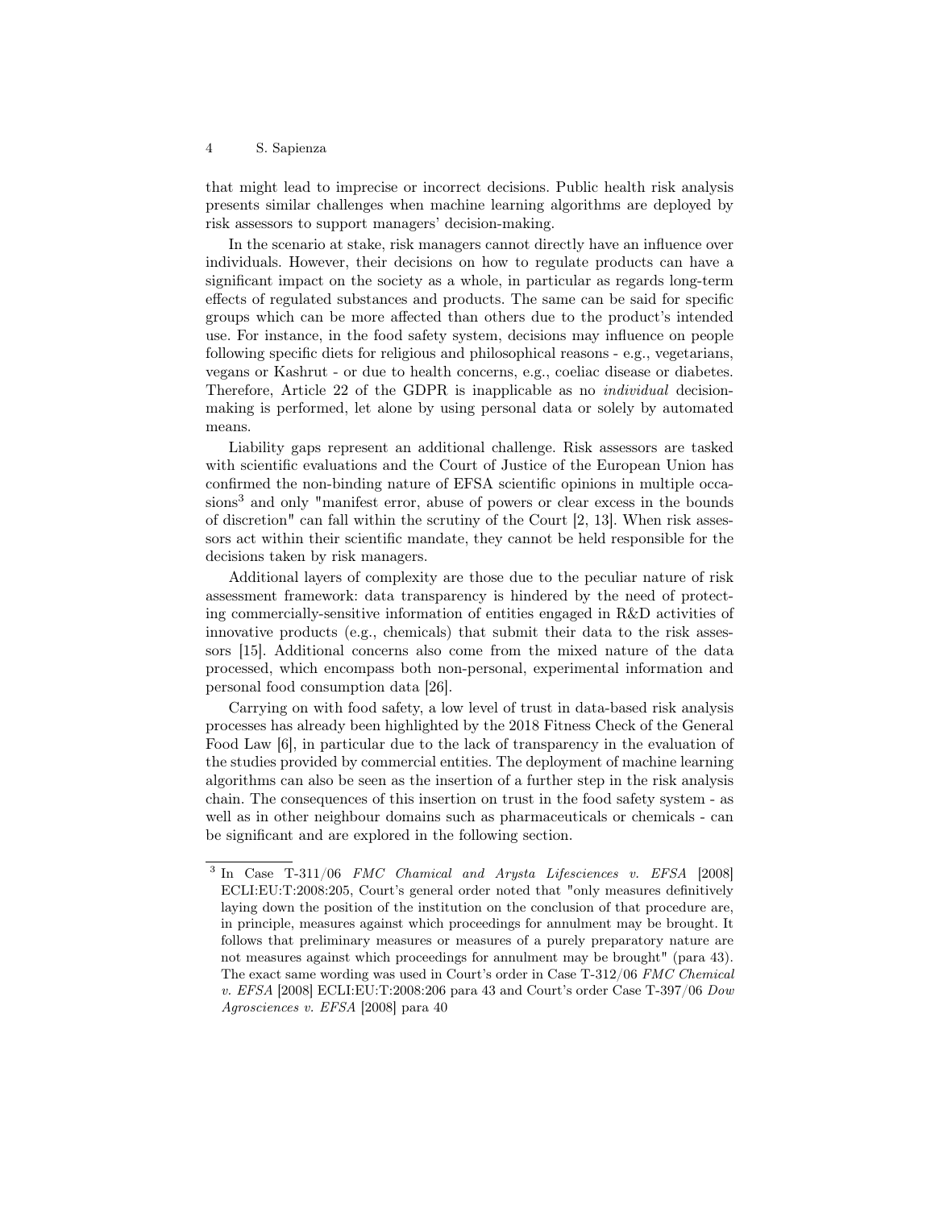that might lead to imprecise or incorrect decisions. Public health risk analysis presents similar challenges when machine learning algorithms are deployed by risk assessors to support managers' decision-making.

In the scenario at stake, risk managers cannot directly have an influence over individuals. However, their decisions on how to regulate products can have a significant impact on the society as a whole, in particular as regards long-term effects of regulated substances and products. The same can be said for specific groups which can be more affected than others due to the product's intended use. For instance, in the food safety system, decisions may influence on people following specific diets for religious and philosophical reasons - e.g., vegetarians, vegans or Kashrut - or due to health concerns, e.g., coeliac disease or diabetes. Therefore, Article 22 of the GDPR is inapplicable as no *individual* decision-making is performed, let alone by using personal data or solely by automated means.

Liability gaps represent an additional challenge. Risk assessors are tasked with scientific evaluations and the Court of Justice of the European Union has confirmed the non-binding nature of EFSA scientific opinions in multiple occasions[3] and only "manifest error, abuse of powers or clear excess in the bounds of discretion" can fall within the scrutiny of the Court [2, 13]. When risk assessors act within their scientific mandate, they cannot be held responsible for the decisions taken by risk managers.

Additional layers of complexity are those due to the peculiar nature of risk assessment framework: data transparency is hindered by the need of protecting commercially-sensitive information of entities engaged in R&D activities of innovative products (e.g., chemicals) that submit their data to the risk assessors [15]. Additional concerns also come from the mixed nature of the data processed, which encompass both non-personal, experimental information and personal food consumption data [26].

Carrying on with food safety, a low level of trust in data-based risk analysis processes has already been highlighted by the 2018 Fitness Check of the General Food Law [6], in particular due to the lack of transparency in the evaluation of the studies provided by commercial entities. The deployment of machine learning algorithms can also be seen as the insertion of a further step in the risk analysis chain. The consequences of this insertion on trust in the food safety system - as well as in other neighbour domains such as pharmaceuticals or chemicals - can be significant and are explored in the following section.

---

[3] In Case T-311/06 *FMC Chamical and Arysta Lifesciences v. EFSA* [2008] ECLI:EU:T:2008:205, Court's general order noted that "only measures definitively laying down the position of the institution on the conclusion of that procedure are, in principle, measures against which proceedings for annulment may be brought. It follows that preliminary measures or measures of a purely preparatory nature are not measures against which proceedings for annulment may be brought" (para 43). The exact same wording was used in Court's order in Case T-312/06 *FMC Chemical v. EFSA* [2008] ECLI:EU:T:2008:206 para 43 and Court's order Case T-397/06 *Dow Agrosciences v. EFSA* [2008] para 40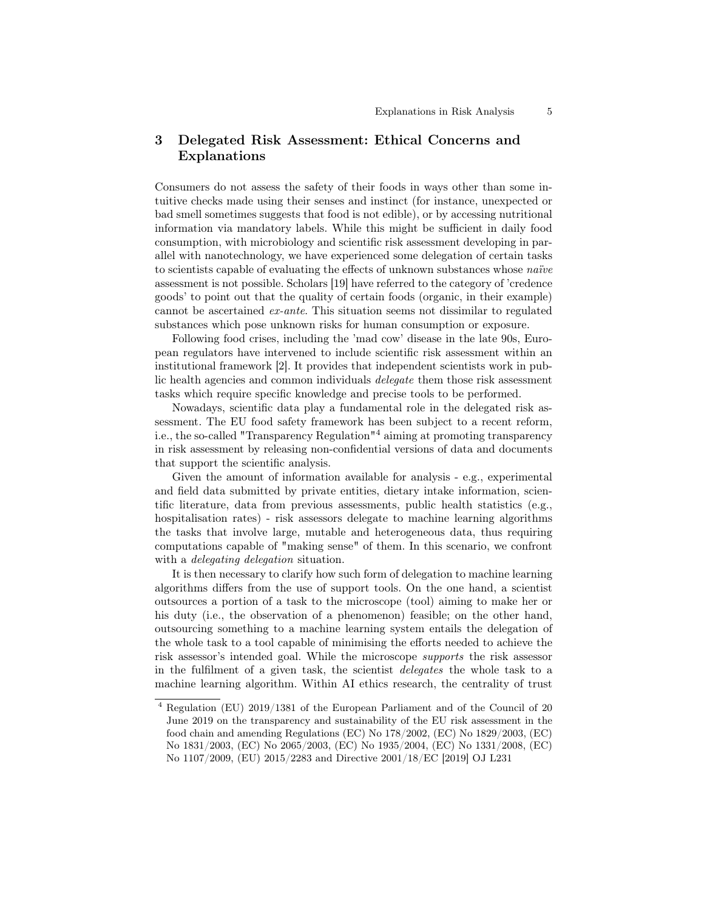## 3 Delegated Risk Assessment: Ethical Concerns and Explanations

Consumers do not assess the safety of their foods in ways other than some intuitive checks made using their senses and instinct (for instance, unexpected or bad smell sometimes suggests that food is not edible), or by accessing nutritional information via mandatory labels. While this might be sufficient in daily food consumption, with microbiology and scientific risk assessment developing in parallel with nanotechnology, we have experienced some delegation of certain tasks to scientists capable of evaluating the effects of unknown substances whose *naïve* assessment is not possible. Scholars [19] have referred to the category of 'credence goods' to point out that the quality of certain foods (organic, in their example) cannot be ascertained *ex-ante*. This situation seems not dissimilar to regulated substances which pose unknown risks for human consumption or exposure.

Following food crises, including the 'mad cow' disease in the late 90s, European regulators have intervened to include scientific risk assessment within an institutional framework [2]. It provides that independent scientists work in public health agencies and common individuals *delegate* them those risk assessment tasks which require specific knowledge and precise tools to be performed.

Nowadays, scientific data play a fundamental role in the delegated risk assessment. The EU food safety framework has been subject to a recent reform, i.e., the so-called "Transparency Regulation"[4] aiming at promoting transparency in risk assessment by releasing non-confidential versions of data and documents that support the scientific analysis.

Given the amount of information available for analysis - e.g., experimental and field data submitted by private entities, dietary intake information, scientific literature, data from previous assessments, public health statistics (e.g., hospitalisation rates) - risk assessors delegate to machine learning algorithms the tasks that involve large, mutable and heterogeneous data, thus requiring computations capable of "making sense" of them. In this scenario, we confront with a *delegating delegation* situation.

It is then necessary to clarify how such form of delegation to machine learning algorithms differs from the use of support tools. On the one hand, a scientist outsources a portion of a task to the microscope (tool) aiming to make her or his duty (i.e., the observation of a phenomenon) feasible; on the other hand, outsourcing something to a machine learning system entails the delegation of the whole task to a tool capable of minimising the efforts needed to achieve the risk assessor's intended goal. While the microscope *supports* the risk assessor in the fulfilment of a given task, the scientist *delegates* the whole task to a machine learning algorithm. Within AI ethics research, the centrality of trust

[4] Regulation (EU) 2019/1381 of the European Parliament and of the Council of 20 June 2019 on the transparency and sustainability of the EU risk assessment in the food chain and amending Regulations (EC) No 178/2002, (EC) No 1829/2003, (EC) No 1831/2003, (EC) No 2065/2003, (EC) No 1935/2004, (EC) No 1331/2008, (EC) No 1107/2009, (EU) 2015/2283 and Directive 2001/18/EC [2019] OJ L231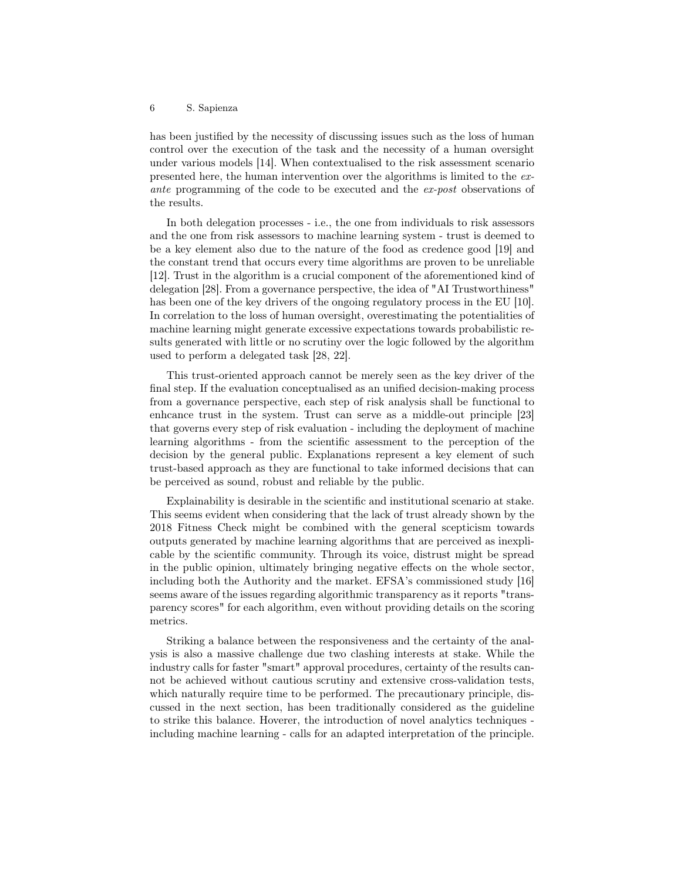has been justified by the necessity of discussing issues such as the loss of human control over the execution of the task and the necessity of a human oversight under various models [14]. When contextualised to the risk assessment scenario presented here, the human intervention over the algorithms is limited to the *ex-ante* programming of the code to be executed and the *ex-post* observations of the results.

In both delegation processes - i.e., the one from individuals to risk assessors and the one from risk assessors to machine learning system - trust is deemed to be a key element also due to the nature of the food as credence good [19] and the constant trend that occurs every time algorithms are proven to be unreliable [12]. Trust in the algorithm is a crucial component of the aforementioned kind of delegation [28]. From a governance perspective, the idea of "AI Trustworthiness" has been one of the key drivers of the ongoing regulatory process in the EU [10]. In correlation to the loss of human oversight, overestimating the potentialities of machine learning might generate excessive expectations towards probabilistic results generated with little or no scrutiny over the logic followed by the algorithm used to perform a delegated task [28, 22].

This trust-oriented approach cannot be merely seen as the key driver of the final step. If the evaluation conceptualised as an unified decision-making process from a governance perspective, each step of risk analysis shall be functional to enhcance trust in the system. Trust can serve as a middle-out principle [23] that governs every step of risk evaluation - including the deployment of machine learning algorithms - from the scientific assessment to the perception of the decision by the general public. Explanations represent a key element of such trust-based approach as they are functional to take informed decisions that can be perceived as sound, robust and reliable by the public.

Explainability is desirable in the scientific and institutional scenario at stake. This seems evident when considering that the lack of trust already shown by the 2018 Fitness Check might be combined with the general scepticism towards outputs generated by machine learning algorithms that are perceived as inexplicable by the scientific community. Through its voice, distrust might be spread in the public opinion, ultimately bringing negative effects on the whole sector, including both the Authority and the market. EFSA's commissioned study [16] seems aware of the issues regarding algorithmic transparency as it reports "transparency scores" for each algorithm, even without providing details on the scoring metrics.

Striking a balance between the responsiveness and the certainty of the analysis is also a massive challenge due two clashing interests at stake. While the industry calls for faster "smart" approval procedures, certainty of the results cannot be achieved without cautious scrutiny and extensive cross-validation tests, which naturally require time to be performed. The precautionary principle, discussed in the next section, has been traditionally considered as the guideline to strike this balance. Hoverer, the introduction of novel analytics techniques - including machine learning - calls for an adapted interpretation of the principle.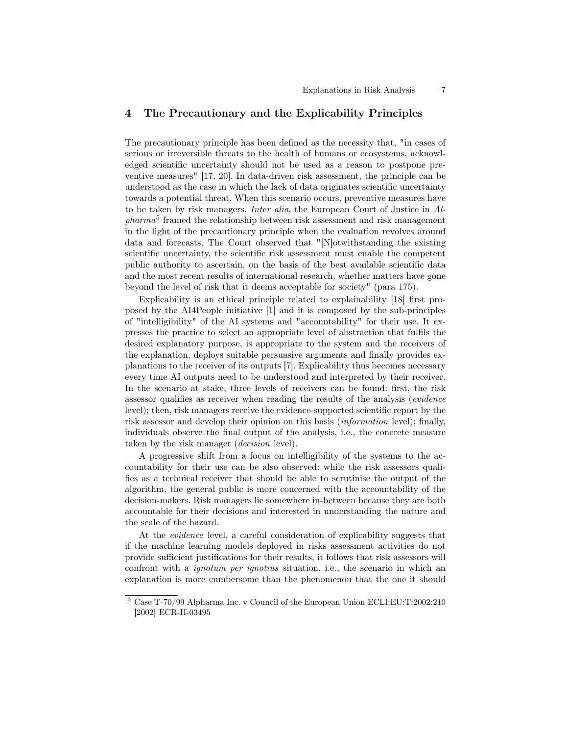## 4 The Precautionary and the Explicability Principles

The precautionary principle has been defined as the necessity that, "in cases of serious or irreversible threats to the health of humans or ecosystems, acknowledged scientific uncertainty should not be used as a reason to postpone preventive measures" [17, 20]. In data-driven risk assessment, the principle can be understood as the case in which the lack of data originates scientific uncertainty towards a potential threat. When this scenario occurs, preventive measures have to be taken by risk managers. *Inter alia*, the European Court of Justice in *Alpharma*[5] framed the relationship between risk assessment and risk management in the light of the precautionary principle when the evaluation revolves around data and forecasts. The Court observed that "[N]otwithstanding the existing scientific uncertainty, the scientific risk assessment must enable the competent public authority to ascertain, on the basis of the best available scientific data and the most recent results of international research, whether matters have gone beyond the level of risk that it deems acceptable for society" (para 175).

Explicability is an ethical principle related to explainability [18] first proposed by the AI4People initiative [1] and it is composed by the sub-principles of "intelligibility" of the AI systems and "accountability" for their use. It expresses the practice to select an appropriate level of abstraction that fulfils the desired explanatory purpose, is appropriate to the system and the receivers of the explanation, deploys suitable persuasive arguments and finally provides explanations to the receiver of its outputs [7]. Explicability thus becomes necessary every time AI outputs need to be understood and interpreted by their receiver. In the scenario at stake, three levels of receivers can be found: first, the risk assessor qualifies as receiver when reading the results of the analysis (*evidence* level); then, risk managers receive the evidence-supported scientific report by the risk assessor and develop their opinion on this basis (*information* level); finally, individuals observe the final output of the analysis, i.e., the concrete measure taken by the risk manager (*decision* level).

A progressive shift from a focus on intelligibility of the systems to the accountability for their use can be also observed: while the risk assessors qualifies as a technical receiver that should be able to scrutinise the output of the algorithm, the general public is more concerned with the accountability of the decision-makers. Risk managers lie somewhere in-between because they are both accountable for their decisions and interested in understanding the nature and the scale of the hazard.

At the *evidence* level, a careful consideration of explicability suggests that if the machine learning models deployed in risks assessment activities do not provide sufficient justifications for their results, it follows that risk assessors will confront with a *ignotum per ignotius* situation, i.e., the scenario in which an explanation is more cumbersome than the phenomenon that the one it should

[5] Case T-70/99 Alpharma Inc. v Council of the European Union ECLI:EU:T:2002:210 [2002] ECR-II-03495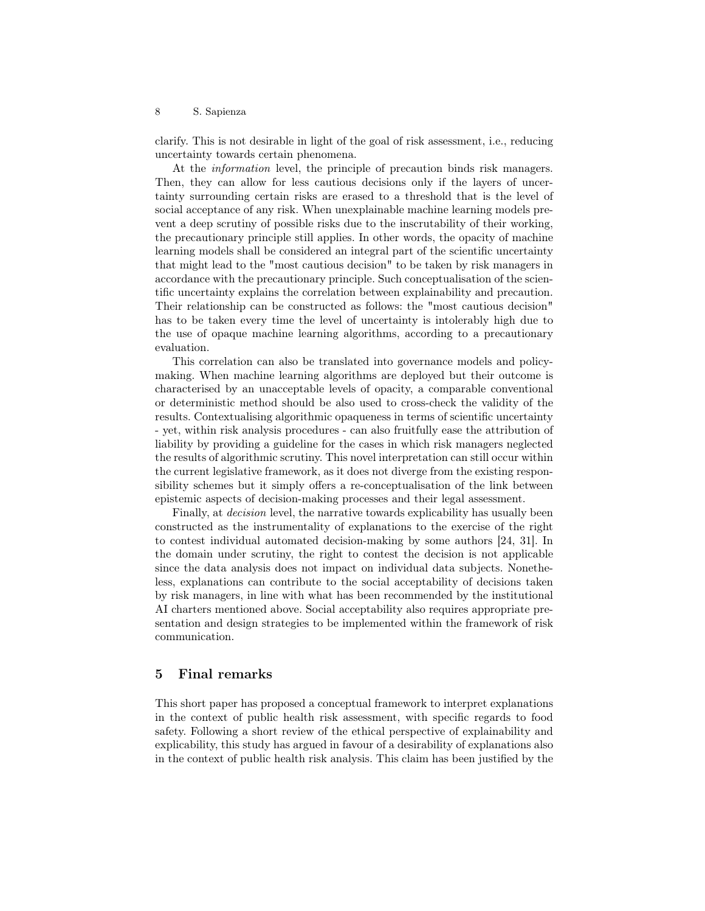clarify. This is not desirable in light of the goal of risk assessment, i.e., reducing uncertainty towards certain phenomena.

At the *information* level, the principle of precaution binds risk managers. Then, they can allow for less cautious decisions only if the layers of uncertainty surrounding certain risks are erased to a threshold that is the level of social acceptance of any risk. When unexplainable machine learning models prevent a deep scrutiny of possible risks due to the inscrutability of their working, the precautionary principle still applies. In other words, the opacity of machine learning models shall be considered an integral part of the scientific uncertainty that might lead to the "most cautious decision" to be taken by risk managers in accordance with the precautionary principle. Such conceptualisation of the scientific uncertainty explains the correlation between explainability and precaution. Their relationship can be constructed as follows: the "most cautious decision" has to be taken every time the level of uncertainty is intolerably high due to the use of opaque machine learning algorithms, according to a precautionary evaluation.

This correlation can also be translated into governance models and policy-making. When machine learning algorithms are deployed but their outcome is characterised by an unacceptable levels of opacity, a comparable conventional or deterministic method should be also used to cross-check the validity of the results. Contextualising algorithmic opaqueness in terms of scientific uncertainty - yet, within risk analysis procedures - can also fruitfully ease the attribution of liability by providing a guideline for the cases in which risk managers neglected the results of algorithmic scrutiny. This novel interpretation can still occur within the current legislative framework, as it does not diverge from the existing responsibility schemes but it simply offers a re-conceptualisation of the link between epistemic aspects of decision-making processes and their legal assessment.

Finally, at *decision* level, the narrative towards explicability has usually been constructed as the instrumentality of explanations to the exercise of the right to contest individual automated decision-making by some authors [24, 31]. In the domain under scrutiny, the right to contest the decision is not applicable since the data analysis does not impact on individual data subjects. Nonetheless, explanations can contribute to the social acceptability of decisions taken by risk managers, in line with what has been recommended by the institutional AI charters mentioned above. Social acceptability also requires appropriate presentation and design strategies to be implemented within the framework of risk communication.

## 5 Final remarks

This short paper has proposed a conceptual framework to interpret explanations in the context of public health risk assessment, with specific regards to food safety. Following a short review of the ethical perspective of explainability and explicability, this study has argued in favour of a desirability of explanations also in the context of public health risk analysis. This claim has been justified by the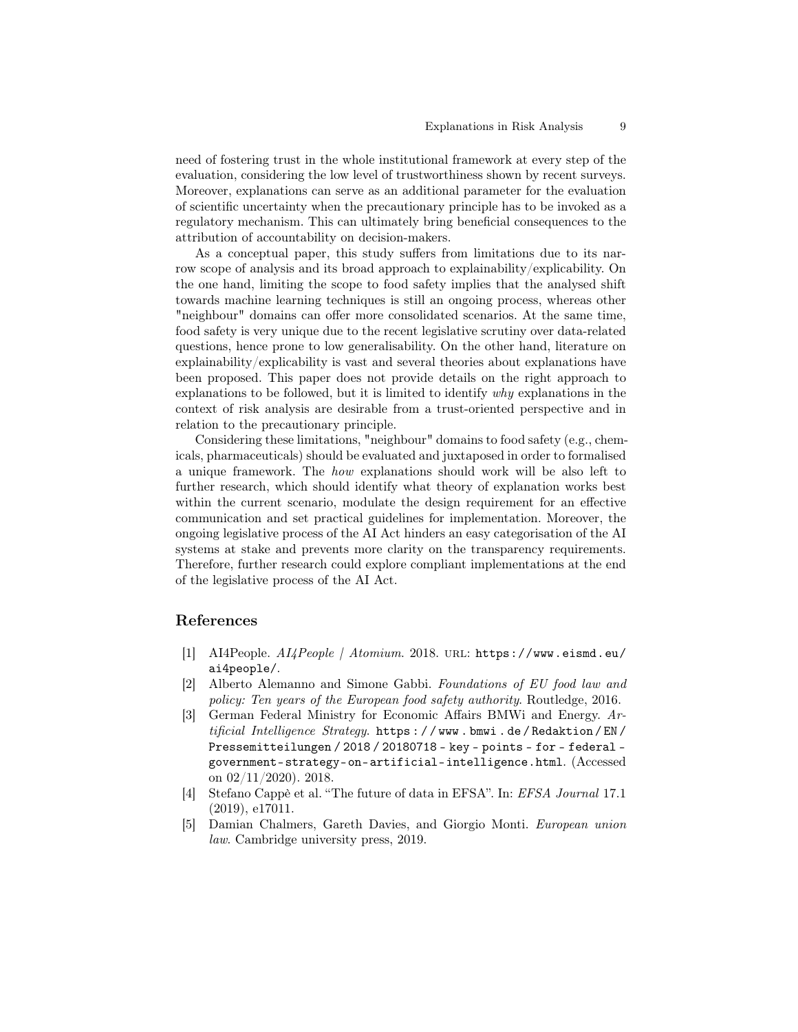need of fostering trust in the whole institutional framework at every step of the evaluation, considering the low level of trustworthiness shown by recent surveys. Moreover, explanations can serve as an additional parameter for the evaluation of scientific uncertainty when the precautionary principle has to be invoked as a regulatory mechanism. This can ultimately bring beneficial consequences to the attribution of accountability on decision-makers.

As a conceptual paper, this study suffers from limitations due to its narrow scope of analysis and its broad approach to explainability/explicability. On the one hand, limiting the scope to food safety implies that the analysed shift towards machine learning techniques is still an ongoing process, whereas other "neighbour" domains can offer more consolidated scenarios. At the same time, food safety is very unique due to the recent legislative scrutiny over data-related questions, hence prone to low generalisability. On the other hand, literature on explainability/explicability is vast and several theories about explanations have been proposed. This paper does not provide details on the right approach to explanations to be followed, but it is limited to identify *why* explanations in the context of risk analysis are desirable from a trust-oriented perspective and in relation to the precautionary principle.

Considering these limitations, "neighbour" domains to food safety (e.g., chemicals, pharmaceuticals) should be evaluated and juxtaposed in order to formalised a unique framework. The *how* explanations should work will be also left to further research, which should identify what theory of explanation works best within the current scenario, modulate the design requirement for an effective communication and set practical guidelines for implementation. Moreover, the ongoing legislative process of the AI Act hinders an easy categorisation of the AI systems at stake and prevents more clarity on the transparency requirements. Therefore, further research could explore compliant implementations at the end of the legislative process of the AI Act.

## References

[1] AI4People. *AI4People | Atomium*. 2018. URL: `https://www.eismd.eu/ai4people/`.

[2] Alberto Alemanno and Simone Gabbi. *Foundations of EU food law and policy: Ten years of the European food safety authority*. Routledge, 2016.

[3] German Federal Ministry for Economic Affairs BMWi and Energy. *Artificial Intelligence Strategy*. `https://www.bmwi.de/Redaktion/EN/Pressemitteilungen/2018/20180718-key-points-for-federal-government-strategy-on-artificial-intelligence.html`. (Accessed on 02/11/2020). 2018.

[4] Stefano Cappè et al. "The future of data in EFSA". In: *EFSA Journal* 17.1 (2019), e17011.

[5] Damian Chalmers, Gareth Davies, and Giorgio Monti. *European union law*. Cambridge university press, 2019.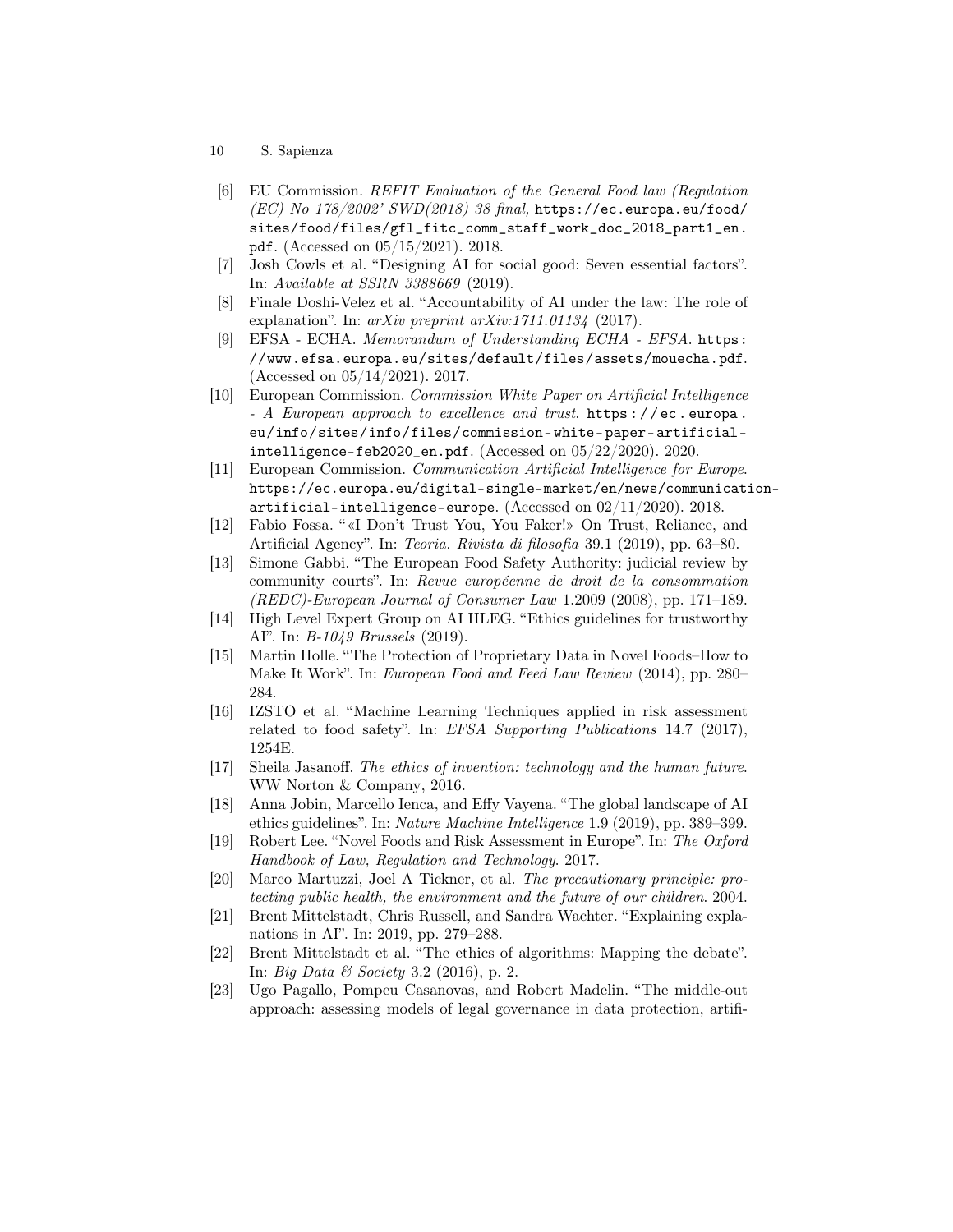- [6] EU Commission. *REFIT Evaluation of the General Food law (Regulation (EC) No 178/2002' SWD(2018) 38 final,* https://ec.europa.eu/food/sites/food/files/gfl_fitc_comm_staff_work_doc_2018_part1_en.pdf. (Accessed on 05/15/2021). 2018.
- [7] Josh Cowls et al. "Designing AI for social good: Seven essential factors". In: *Available at SSRN 3388669* (2019).
- [8] Finale Doshi-Velez et al. "Accountability of AI under the law: The role of explanation". In: *arXiv preprint arXiv:1711.01134* (2017).
- [9] EFSA - ECHA. *Memorandum of Understanding ECHA - EFSA*. https://www.efsa.europa.eu/sites/default/files/assets/mouecha.pdf. (Accessed on 05/14/2021). 2017.
- [10] European Commission. *Commission White Paper on Artificial Intelligence - A European approach to excellence and trust*. https://ec.europa.eu/info/sites/info/files/commission-white-paper-artificial-intelligence-feb2020_en.pdf. (Accessed on 05/22/2020). 2020.
- [11] European Commission. *Communication Artificial Intelligence for Europe*. https://ec.europa.eu/digital-single-market/en/news/communication-artificial-intelligence-europe. (Accessed on 02/11/2020). 2018.
- [12] Fabio Fossa. "«I Don't Trust You, You Faker!» On Trust, Reliance, and Artificial Agency". In: *Teoria. Rivista di filosofia* 39.1 (2019), pp. 63–80.
- [13] Simone Gabbi. "The European Food Safety Authority: judicial review by community courts". In: *Revue européenne de droit de la consommation (REDC)-European Journal of Consumer Law* 1.2009 (2008), pp. 171–189.
- [14] High Level Expert Group on AI HLEG. "Ethics guidelines for trustworthy AI". In: *B-1049 Brussels* (2019).
- [15] Martin Holle. "The Protection of Proprietary Data in Novel Foods–How to Make It Work". In: *European Food and Feed Law Review* (2014), pp. 280–284.
- [16] IZSTO et al. "Machine Learning Techniques applied in risk assessment related to food safety". In: *EFSA Supporting Publications* 14.7 (2017), 1254E.
- [17] Sheila Jasanoff. *The ethics of invention: technology and the human future*. WW Norton & Company, 2016.
- [18] Anna Jobin, Marcello Ienca, and Effy Vayena. "The global landscape of AI ethics guidelines". In: *Nature Machine Intelligence* 1.9 (2019), pp. 389–399.
- [19] Robert Lee. "Novel Foods and Risk Assessment in Europe". In: *The Oxford Handbook of Law, Regulation and Technology*. 2017.
- [20] Marco Martuzzi, Joel A Tickner, et al. *The precautionary principle: protecting public health, the environment and the future of our children*. 2004.
- [21] Brent Mittelstadt, Chris Russell, and Sandra Wachter. "Explaining explanations in AI". In: 2019, pp. 279–288.
- [22] Brent Mittelstadt et al. "The ethics of algorithms: Mapping the debate". In: *Big Data & Society* 3.2 (2016), p. 2.
- [23] Ugo Pagallo, Pompeu Casanovas, and Robert Madelin. "The middle-out approach: assessing models of legal governance in data protection, artifi-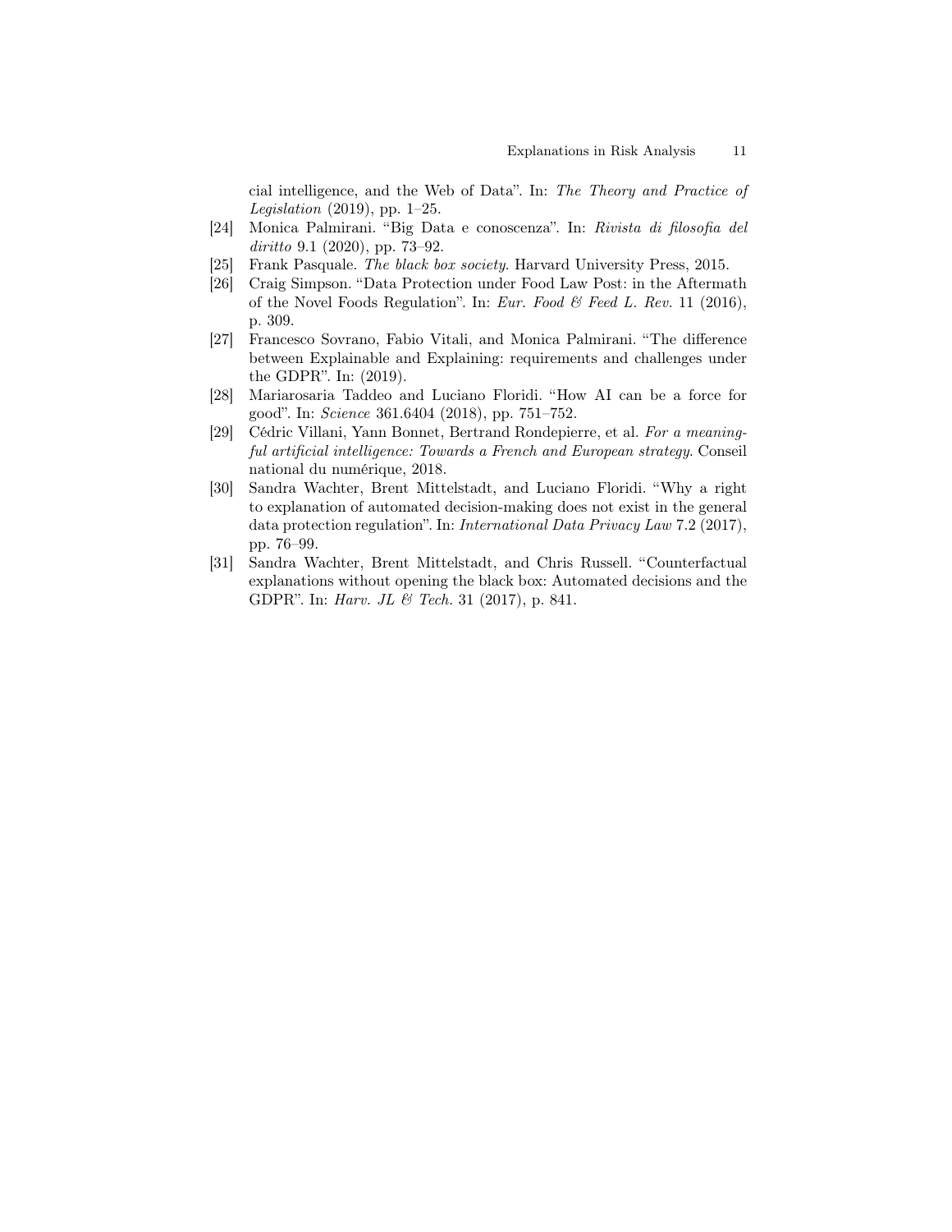cial intelligence, and the Web of Data". In: *The Theory and Practice of Legislation* (2019), pp. 1–25.

[24] Monica Palmirani. "Big Data e conoscenza". In: *Rivista di filosofia del diritto* 9.1 (2020), pp. 73–92.

[25] Frank Pasquale. *The black box society*. Harvard University Press, 2015.

[26] Craig Simpson. "Data Protection under Food Law Post: in the Aftermath of the Novel Foods Regulation". In: *Eur. Food & Feed L. Rev.* 11 (2016), p. 309.

[27] Francesco Sovrano, Fabio Vitali, and Monica Palmirani. "The difference between Explainable and Explaining: requirements and challenges under the GDPR". In: (2019).

[28] Mariarosaria Taddeo and Luciano Floridi. "How AI can be a force for good". In: *Science* 361.6404 (2018), pp. 751–752.

[29] Cédric Villani, Yann Bonnet, Bertrand Rondepierre, et al. *For a meaningful artificial intelligence: Towards a French and European strategy*. Conseil national du numérique, 2018.

[30] Sandra Wachter, Brent Mittelstadt, and Luciano Floridi. "Why a right to explanation of automated decision-making does not exist in the general data protection regulation". In: *International Data Privacy Law* 7.2 (2017), pp. 76–99.

[31] Sandra Wachter, Brent Mittelstadt, and Chris Russell. "Counterfactual explanations without opening the black box: Automated decisions and the GDPR". In: *Harv. JL & Tech.* 31 (2017), p. 841.